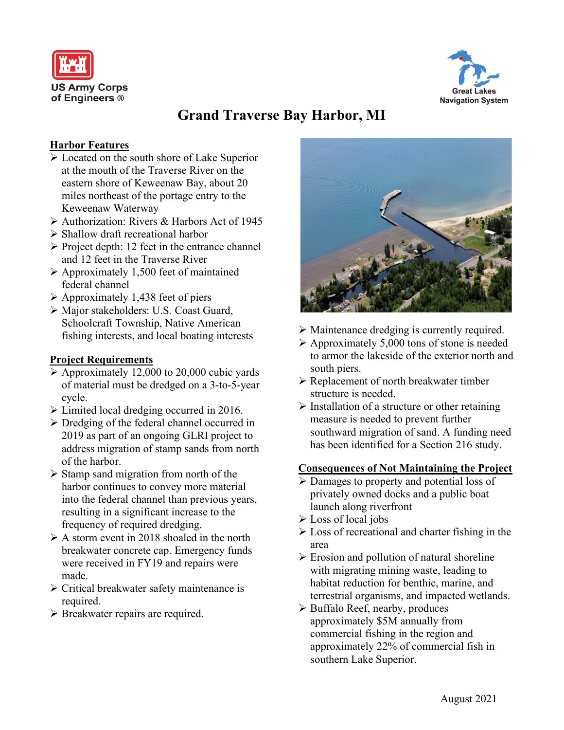US Army Corps of Engineers ®

Great Lakes Navigation System

# Grand Traverse Bay Harbor, MI

## Harbor Features

- Located on the south shore of Lake Superior at the mouth of the Traverse River on the eastern shore of Keweenaw Bay, about 20 miles northeast of the portage entry to the Keweenaw Waterway
- Authorization: Rivers & Harbors Act of 1945
- Shallow draft recreational harbor
- Project depth: 12 feet in the entrance channel and 12 feet in the Traverse River
- Approximately 1,500 feet of maintained federal channel
- Approximately 1,438 feet of piers
- Major stakeholders: U.S. Coast Guard, Schoolcraft Township, Native American fishing interests, and local boating interests

## Project Requirements

- Approximately 12,000 to 20,000 cubic yards of material must be dredged on a 3-to-5-year cycle.
- Limited local dredging occurred in 2016.
- Dredging of the federal channel occurred in 2019 as part of an ongoing GLRI project to address migration of stamp sands from north of the harbor.
- Stamp sand migration from north of the harbor continues to convey more material into the federal channel than previous years, resulting in a significant increase to the frequency of required dredging.
- A storm event in 2018 shoaled in the north breakwater concrete cap. Emergency funds were received in FY19 and repairs were made.
- Critical breakwater safety maintenance is required.
- Breakwater repairs are required.
- Maintenance dredging is currently required.
- Approximately 5,000 tons of stone is needed to armor the lakeside of the exterior north and south piers.
- Replacement of north breakwater timber structure is needed.
- Installation of a structure or other retaining measure is needed to prevent further southward migration of sand. A funding need has been identified for a Section 216 study.

## Consequences of Not Maintaining the Project

- Damages to property and potential loss of privately owned docks and a public boat launch along riverfront
- Loss of local jobs
- Loss of recreational and charter fishing in the area
- Erosion and pollution of natural shoreline with migrating mining waste, leading to habitat reduction for benthic, marine, and terrestrial organisms, and impacted wetlands.
- Buffalo Reef, nearby, produces approximately $5M annually from commercial fishing in the region and approximately 22% of commercial fish in southern Lake Superior.

August 2021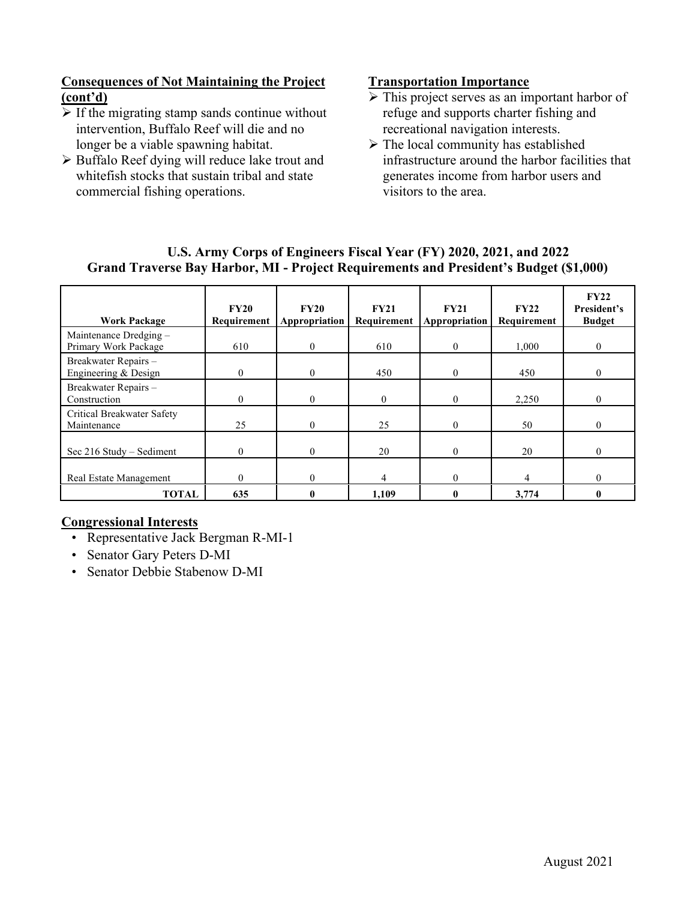## Consequences of Not Maintaining the Project (cont'd)

- If the migrating stamp sands continue without intervention, Buffalo Reef will die and no longer be a viable spawning habitat.
- Buffalo Reef dying will reduce lake trout and whitefish stocks that sustain tribal and state commercial fishing operations.

## Transportation Importance

- This project serves as an important harbor of refuge and supports charter fishing and recreational navigation interests.
- The local community has established infrastructure around the harbor facilities that generates income from harbor users and visitors to the area.

**U.S. Army Corps of Engineers Fiscal Year (FY) 2020, 2021, and 2022**
**Grand Traverse Bay Harbor, MI - Project Requirements and President's Budget ($1,000)**

| Work Package | FY20 Requirement | FY20 Appropriation | FY21 Requirement | FY21 Appropriation | FY22 Requirement | FY22 President's Budget |
|---|---|---|---|---|---|---|
| Maintenance Dredging – Primary Work Package | 610 | 0 | 610 | 0 | 1,000 | 0 |
| Breakwater Repairs – Engineering & Design | 0 | 0 | 450 | 0 | 450 | 0 |
| Breakwater Repairs – Construction | 0 | 0 | 0 | 0 | 2,250 | 0 |
| Critical Breakwater Safety Maintenance | 25 | 0 | 25 | 0 | 50 | 0 |
| Sec 216 Study – Sediment | 0 | 0 | 20 | 0 | 20 | 0 |
| Real Estate Management | 0 | 0 | 4 | 0 | 4 | 0 |
| **TOTAL** | **635** | **0** | **1,109** | **0** | **3,774** | **0** |

## Congressional Interests

- Representative Jack Bergman R-MI-1
- Senator Gary Peters D-MI
- Senator Debbie Stabenow D-MI

August 2021